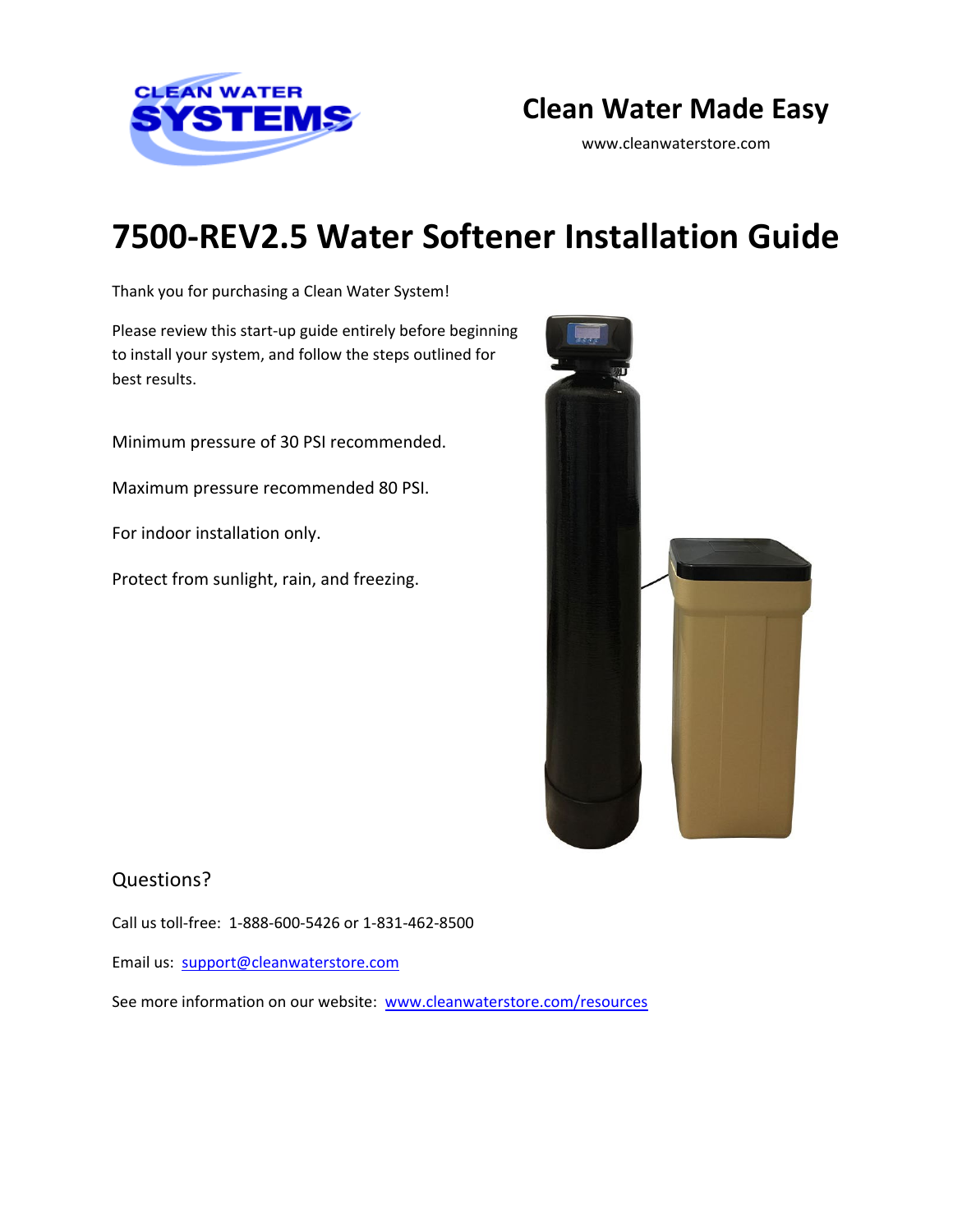CLEAN WATER SYSTEMS

**Clean Water Made Easy**

www.cleanwaterstore.com

# 7500-REV2.5 Water Softener Installation Guide

Thank you for purchasing a Clean Water System!

Please review this start-up guide entirely before beginning to install your system, and follow the steps outlined for best results.

Minimum pressure of 30 PSI recommended.

Maximum pressure recommended 80 PSI.

For indoor installation only.

Protect from sunlight, rain, and freezing.

## Questions?

Call us toll-free: 1-888-600-5426 or 1-831-462-8500

Email us: support@cleanwaterstore.com

See more information on our website: www.cleanwaterstore.com/resources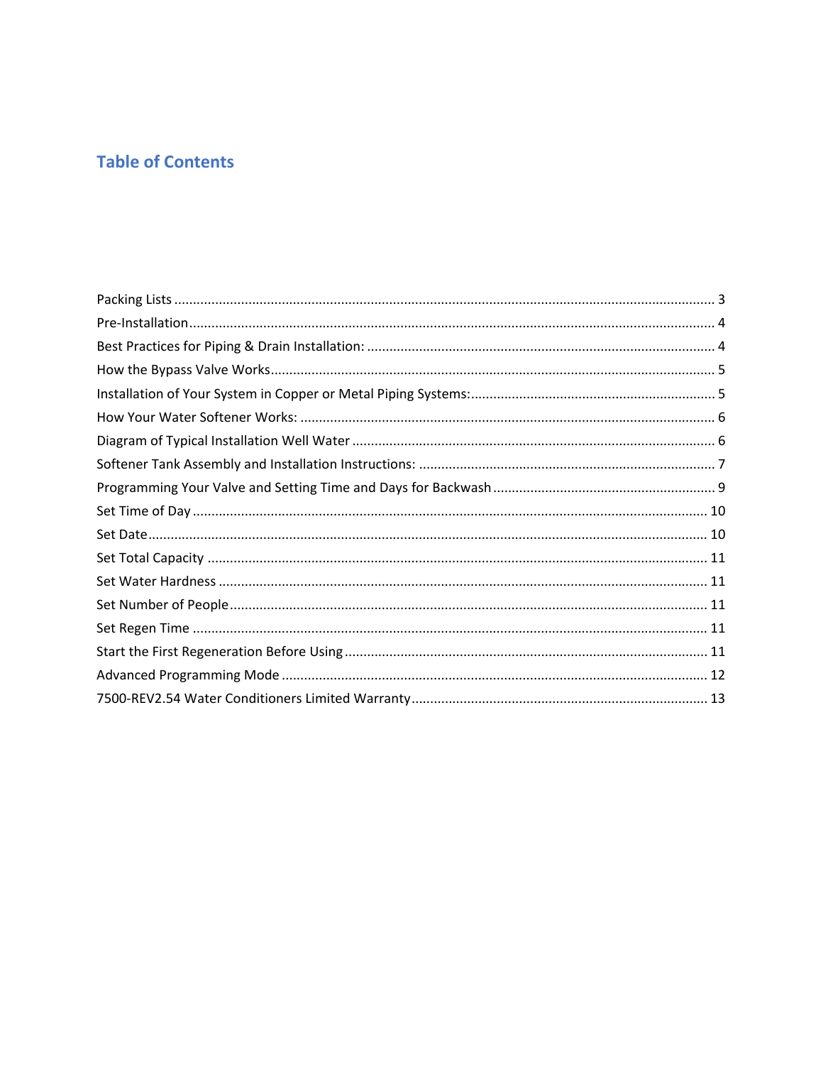# Table of Contents

Packing Lists ........................................................................................................................................ 3

Pre-Installation ...................................................................................................................................... 4

Best Practices for Piping & Drain Installation: ................................................................................... 4

How the Bypass Valve Works ............................................................................................................ 5

Installation of Your System in Copper or Metal Piping Systems: ......................................................... 5

How Your Water Softener Works: ...................................................................................................... 6

Diagram of Typical Installation Well Water ......................................................................................... 6

Softener Tank Assembly and Installation Instructions: ....................................................................... 7

Programming Your Valve and Setting Time and Days for Backwash ................................................... 9

Set Time of Day ................................................................................................................................. 10

Set Date ............................................................................................................................................ 10

Set Total Capacity ............................................................................................................................ 11

Set Water Hardness .......................................................................................................................... 11

Set Number of People ....................................................................................................................... 11

Set Regen Time ................................................................................................................................. 11

Start the First Regeneration Before Using ......................................................................................... 11

Advanced Programming Mode ......................................................................................................... 12

7500-REV2.54 Water Conditioners Limited Warranty ....................................................................... 13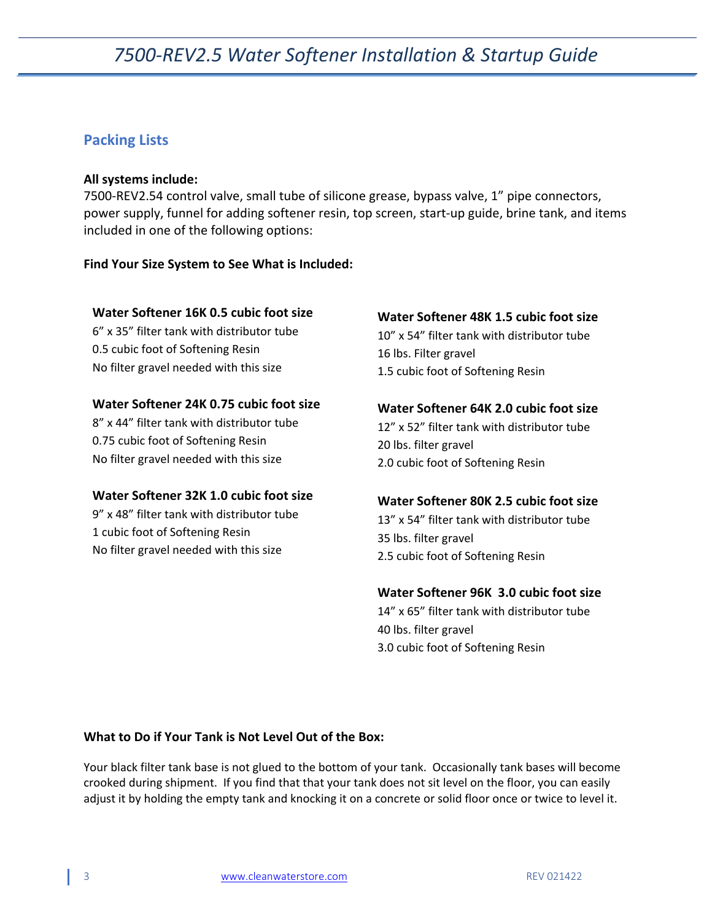## Packing Lists

**All systems include:**
7500-REV2.54 control valve, small tube of silicone grease, bypass valve, 1" pipe connectors, power supply, funnel for adding softener resin, top screen, start-up guide, brine tank, and items included in one of the following options:

**Find Your Size System to See What is Included:**

**Water Softener 16K 0.5 cubic foot size**
6" x 35" filter tank with distributor tube
0.5 cubic foot of Softening Resin
No filter gravel needed with this size

**Water Softener 24K 0.75 cubic foot size**
8" x 44" filter tank with distributor tube
0.75 cubic foot of Softening Resin
No filter gravel needed with this size

**Water Softener 32K 1.0 cubic foot size**
9" x 48" filter tank with distributor tube
1 cubic foot of Softening Resin
No filter gravel needed with this size

**Water Softener 48K 1.5 cubic foot size**
10" x 54" filter tank with distributor tube
16 lbs. Filter gravel
1.5 cubic foot of Softening Resin

**Water Softener 64K 2.0 cubic foot size**
12" x 52" filter tank with distributor tube
20 lbs. filter gravel
2.0 cubic foot of Softening Resin

**Water Softener 80K 2.5 cubic foot size**
13" x 54" filter tank with distributor tube
35 lbs. filter gravel
2.5 cubic foot of Softening Resin

**Water Softener 96K 3.0 cubic foot size**
14" x 65" filter tank with distributor tube
40 lbs. filter gravel
3.0 cubic foot of Softening Resin

**What to Do if Your Tank is Not Level Out of the Box:**

Your black filter tank base is not glued to the bottom of your tank. Occasionally tank bases will become crooked during shipment. If you find that that your tank does not sit level on the floor, you can easily adjust it by holding the empty tank and knocking it on a concrete or solid floor once or twice to level it.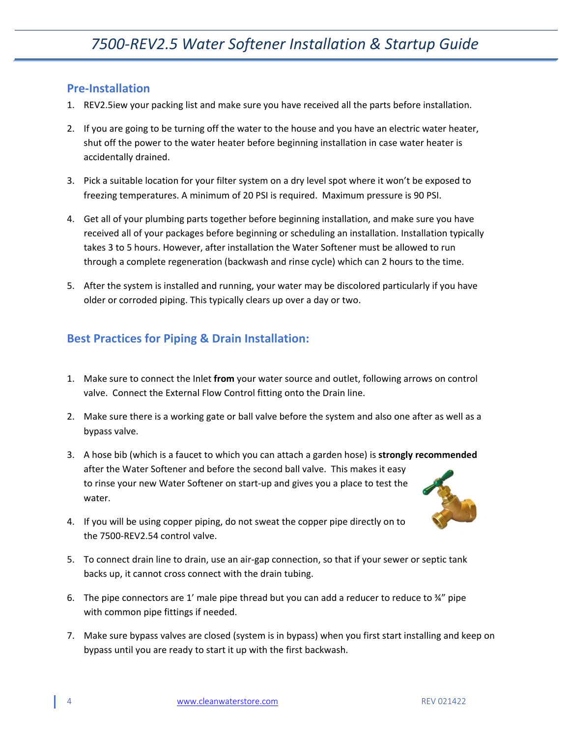## Pre-Installation

1. REV2.5iew your packing list and make sure you have received all the parts before installation.

2. If you are going to be turning off the water to the house and you have an electric water heater, shut off the power to the water heater before beginning installation in case water heater is accidentally drained.

3. Pick a suitable location for your filter system on a dry level spot where it won't be exposed to freezing temperatures. A minimum of 20 PSI is required. Maximum pressure is 90 PSI.

4. Get all of your plumbing parts together before beginning installation, and make sure you have received all of your packages before beginning or scheduling an installation. Installation typically takes 3 to 5 hours. However, after installation the Water Softener must be allowed to run through a complete regeneration (backwash and rinse cycle) which can 2 hours to the time.

5. After the system is installed and running, your water may be discolored particularly if you have older or corroded piping. This typically clears up over a day or two.

## Best Practices for Piping & Drain Installation:

1. Make sure to connect the Inlet **from** your water source and outlet, following arrows on control valve. Connect the External Flow Control fitting onto the Drain line.

2. Make sure there is a working gate or ball valve before the system and also one after as well as a bypass valve.

3. A hose bib (which is a faucet to which you can attach a garden hose) is **strongly recommended** after the Water Softener and before the second ball valve. This makes it easy to rinse your new Water Softener on start-up and gives you a place to test the water.

4. If you will be using copper piping, do not sweat the copper pipe directly on to the 7500-REV2.54 control valve.

5. To connect drain line to drain, use an air-gap connection, so that if your sewer or septic tank backs up, it cannot cross connect with the drain tubing.

6. The pipe connectors are 1' male pipe thread but you can add a reducer to reduce to ¾" pipe with common pipe fittings if needed.

7. Make sure bypass valves are closed (system is in bypass) when you first start installing and keep on bypass until you are ready to start it up with the first backwash.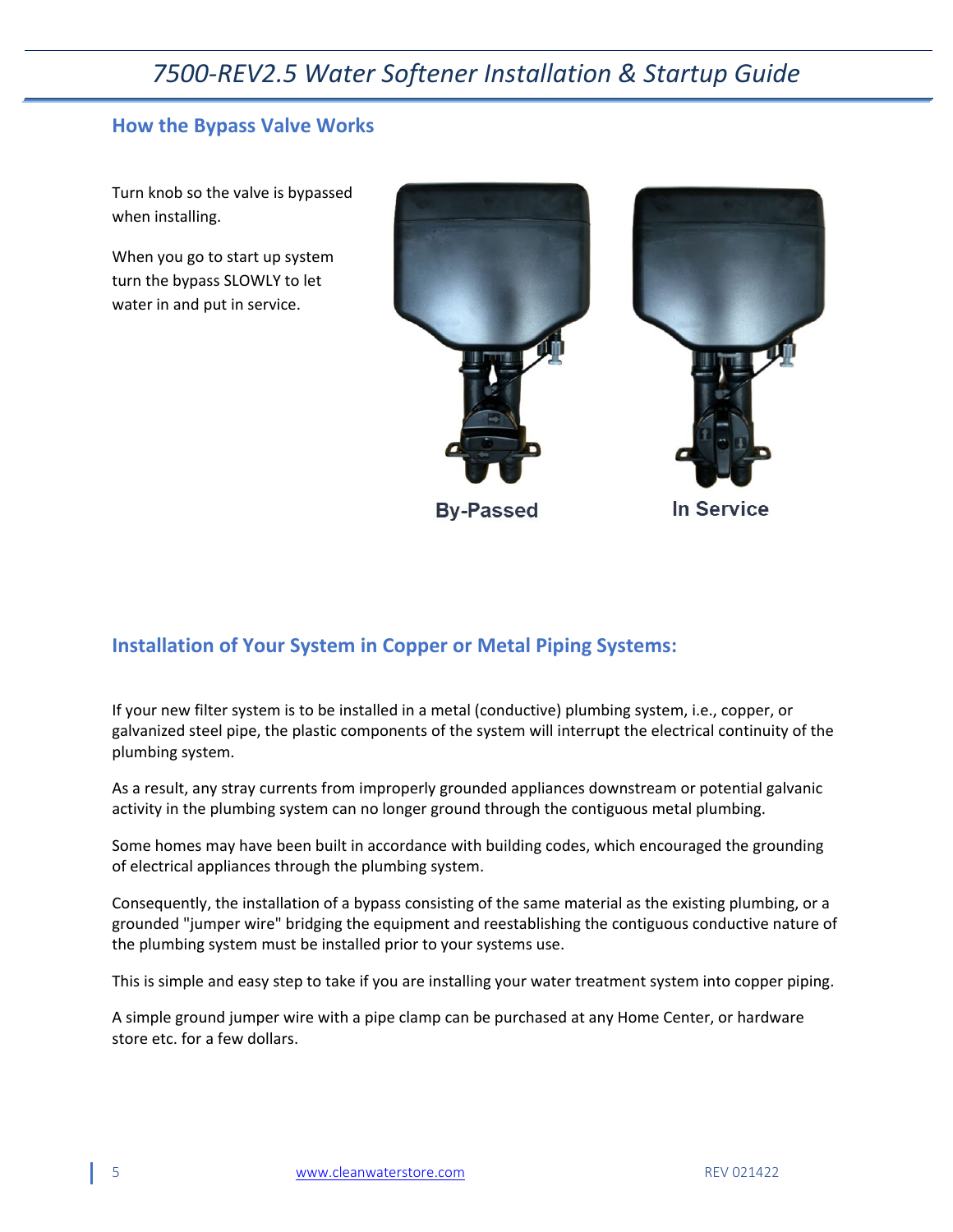## How the Bypass Valve Works

Turn knob so the valve is bypassed when installing.

When you go to start up system turn the bypass SLOWLY to let water in and put in service.

By-Passed

In Service

## Installation of Your System in Copper or Metal Piping Systems:

If your new filter system is to be installed in a metal (conductive) plumbing system, i.e., copper, or galvanized steel pipe, the plastic components of the system will interrupt the electrical continuity of the plumbing system.

As a result, any stray currents from improperly grounded appliances downstream or potential galvanic activity in the plumbing system can no longer ground through the contiguous metal plumbing.

Some homes may have been built in accordance with building codes, which encouraged the grounding of electrical appliances through the plumbing system.

Consequently, the installation of a bypass consisting of the same material as the existing plumbing, or a grounded "jumper wire" bridging the equipment and reestablishing the contiguous conductive nature of the plumbing system must be installed prior to your systems use.

This is simple and easy step to take if you are installing your water treatment system into copper piping.

A simple ground jumper wire with a pipe clamp can be purchased at any Home Center, or hardware store etc. for a few dollars.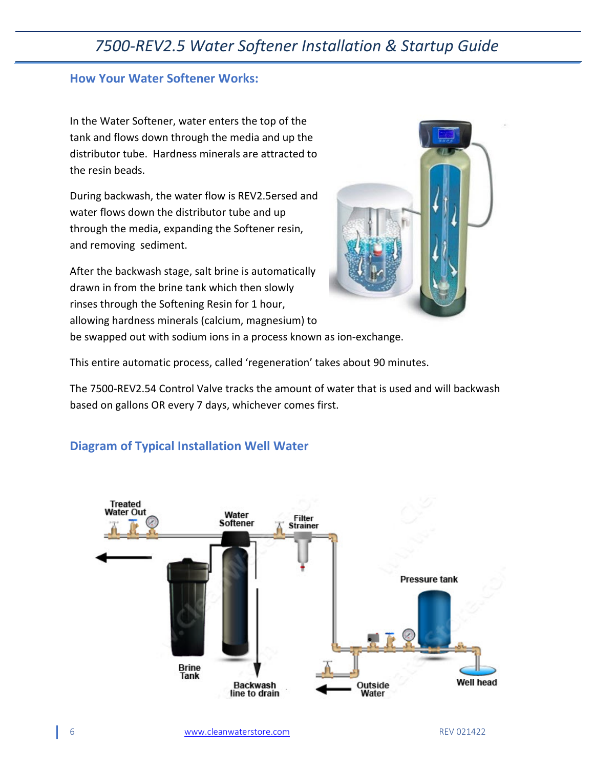## How Your Water Softener Works:

In the Water Softener, water enters the top of the tank and flows down through the media and up the distributor tube. Hardness minerals are attracted to the resin beads.

During backwash, the water flow is REV2.5ersed and water flows down the distributor tube and up through the media, expanding the Softener resin, and removing sediment.

After the backwash stage, salt brine is automatically drawn in from the brine tank which then slowly rinses through the Softening Resin for 1 hour, allowing hardness minerals (calcium, magnesium) to be swapped out with sodium ions in a process known as ion-exchange.

This entire automatic process, called 'regeneration' takes about 90 minutes.

The 7500-REV2.54 Control Valve tracks the amount of water that is used and will backwash based on gallons OR every 7 days, whichever comes first.

## Diagram of Typical Installation Well Water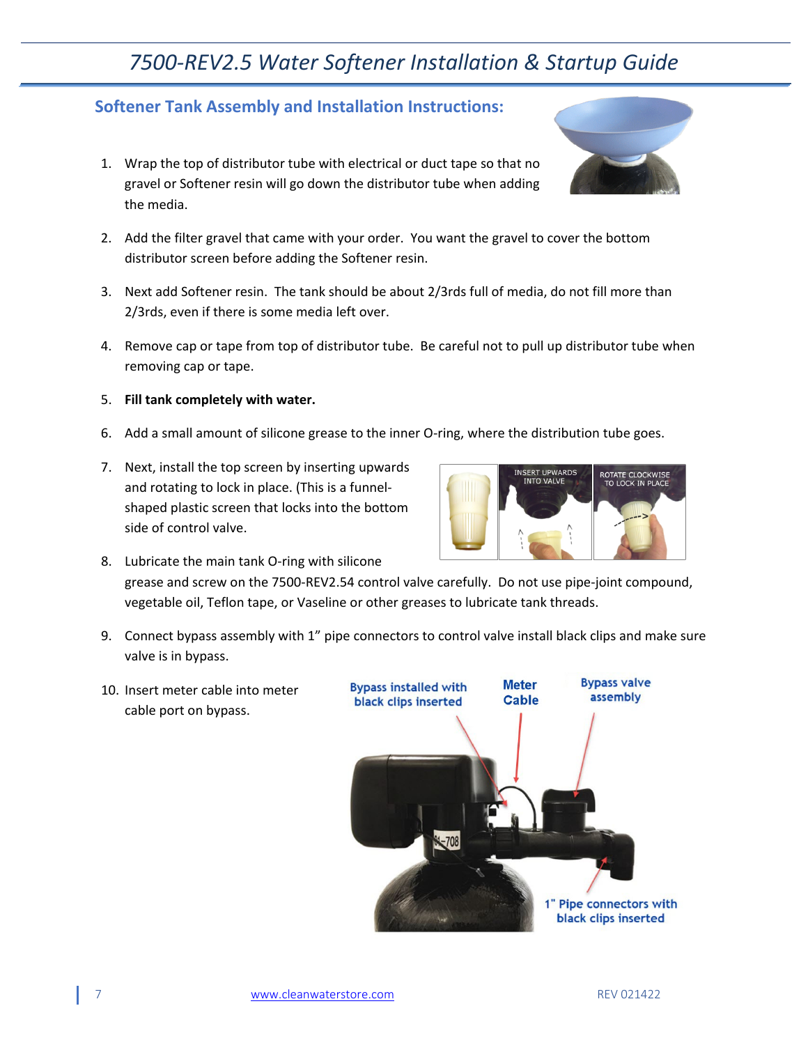## Softener Tank Assembly and Installation Instructions:

1. Wrap the top of distributor tube with electrical or duct tape so that no gravel or Softener resin will go down the distributor tube when adding the media.

2. Add the filter gravel that came with your order. You want the gravel to cover the bottom distributor screen before adding the Softener resin.

3. Next add Softener resin. The tank should be about 2/3rds full of media, do not fill more than 2/3rds, even if there is some media left over.

4. Remove cap or tape from top of distributor tube. Be careful not to pull up distributor tube when removing cap or tape.

5. **Fill tank completely with water.**

6. Add a small amount of silicone grease to the inner O-ring, where the distribution tube goes.

7. Next, install the top screen by inserting upwards and rotating to lock in place. (This is a funnel-shaped plastic screen that locks into the bottom side of control valve.

8. Lubricate the main tank O-ring with silicone grease and screw on the 7500-REV2.54 control valve carefully. Do not use pipe-joint compound, vegetable oil, Teflon tape, or Vaseline or other greases to lubricate tank threads.

9. Connect bypass assembly with 1" pipe connectors to control valve install black clips and make sure valve is in bypass.

10. Insert meter cable into meter cable port on bypass.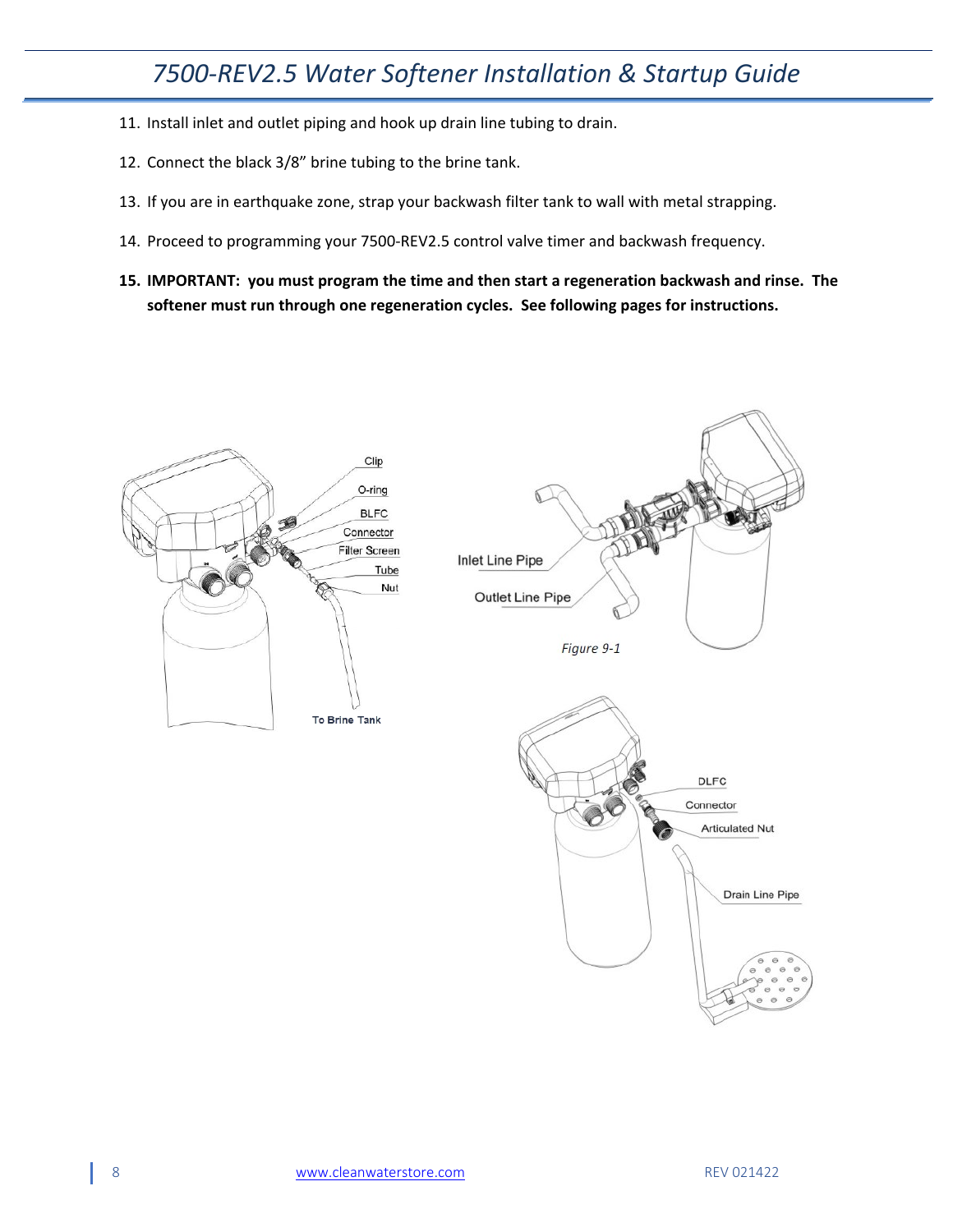11. Install inlet and outlet piping and hook up drain line tubing to drain.

12. Connect the black 3/8” brine tubing to the brine tank.

13. If you are in earthquake zone, strap your backwash filter tank to wall with metal strapping.

14. Proceed to programming your 7500-REV2.5 control valve timer and backwash frequency.

15. **IMPORTANT: you must program the time and then start a regeneration backwash and rinse. The softener must run through one regeneration cycles. See following pages for instructions.**

Clip
O-ring
BLFC
Connector
Filter Screen
Tube
Nut
To Brine Tank

Inlet Line Pipe
Outlet Line Pipe

*Figure 9-1*

DLFC
Connector
Articulated Nut
Drain Line Pipe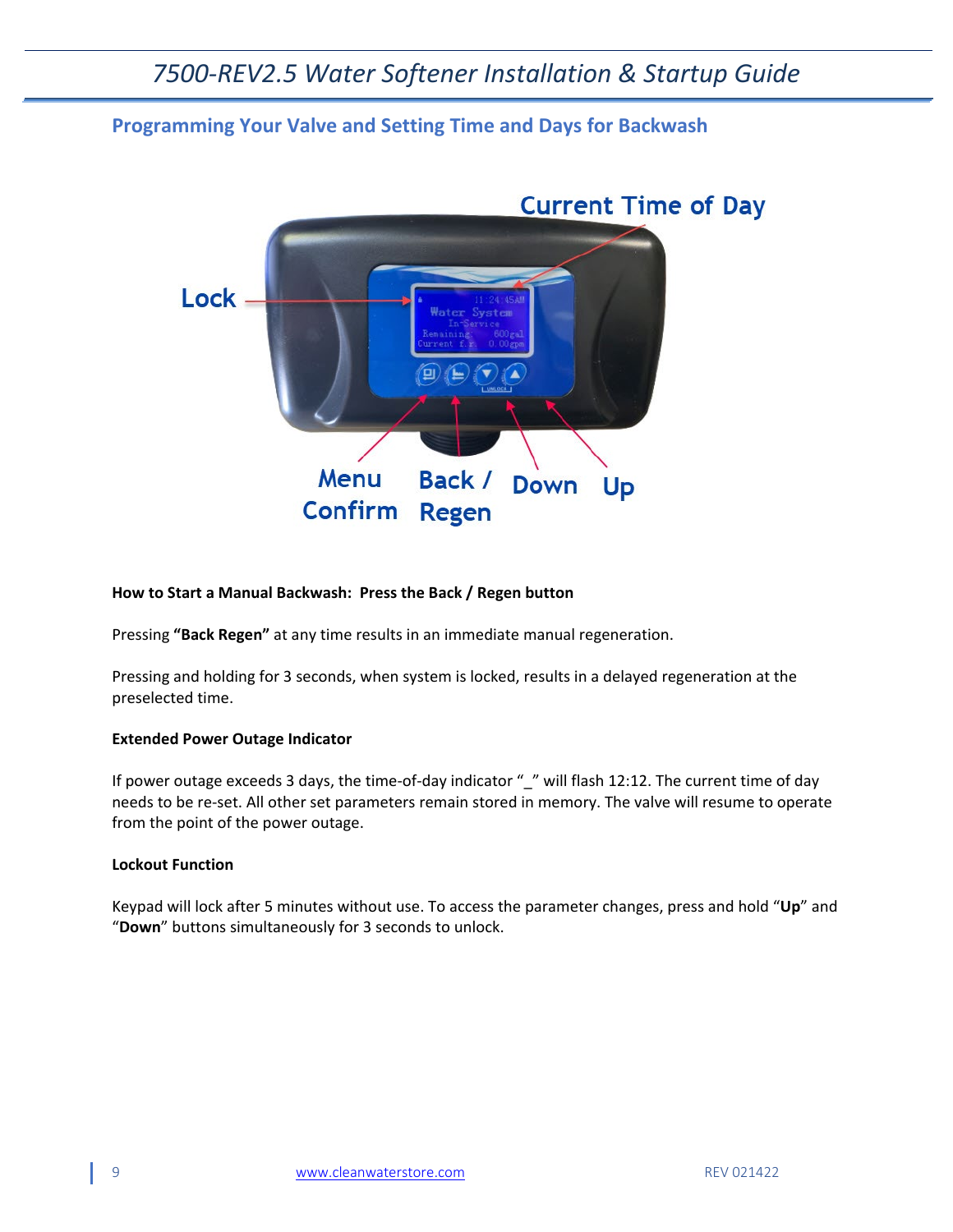## Programming Your Valve and Setting Time and Days for Backwash

**How to Start a Manual Backwash: Press the Back / Regen button**

Pressing **"Back Regen"** at any time results in an immediate manual regeneration.

Pressing and holding for 3 seconds, when system is locked, results in a delayed regeneration at the preselected time.

**Extended Power Outage Indicator**

If power outage exceeds 3 days, the time-of-day indicator "_" will flash 12:12. The current time of day needs to be re-set. All other set parameters remain stored in memory. The valve will resume to operate from the point of the power outage.

**Lockout Function**

Keypad will lock after 5 minutes without use. To access the parameter changes, press and hold "**Up**" and "**Down**" buttons simultaneously for 3 seconds to unlock.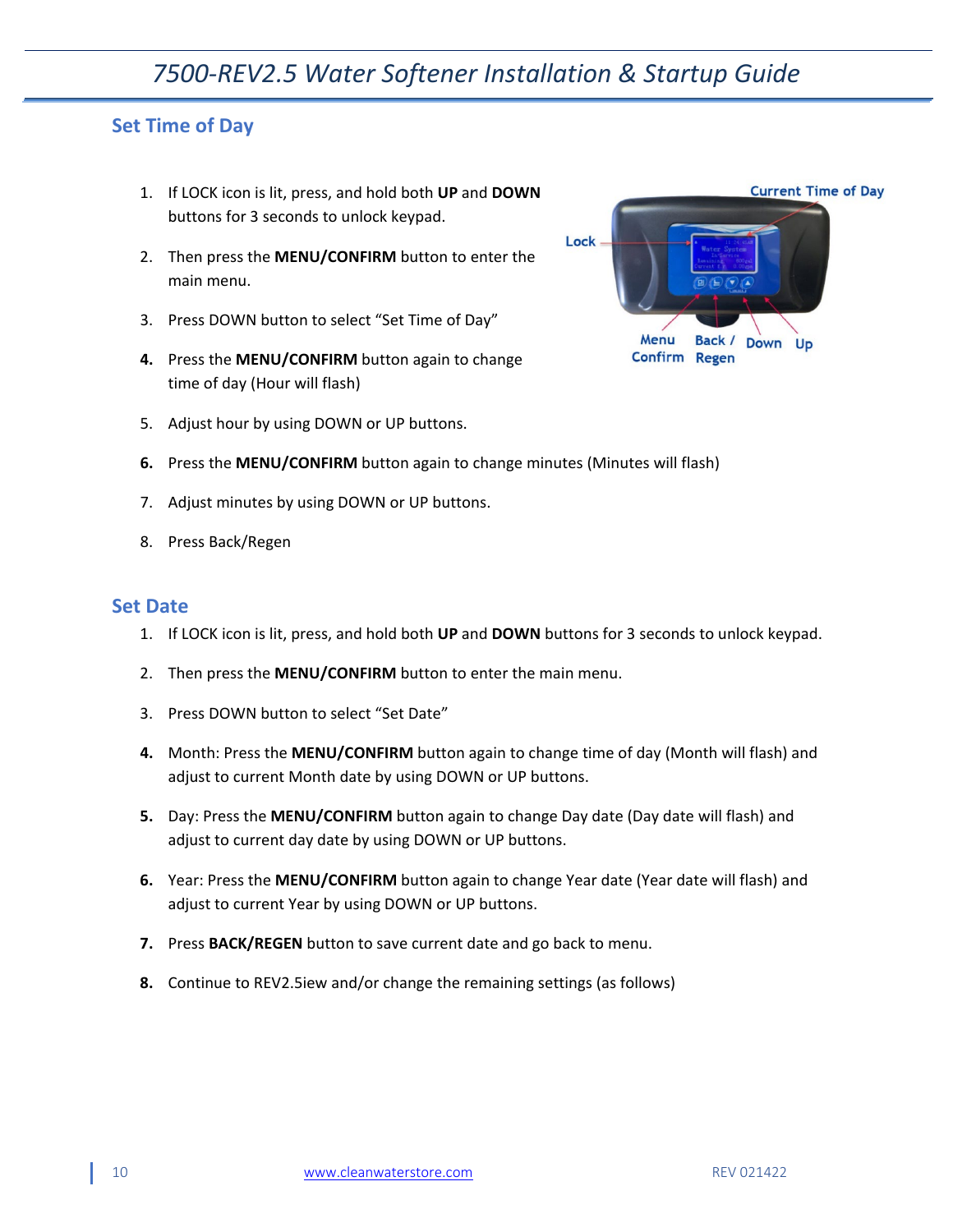## Set Time of Day

1. If LOCK icon is lit, press, and hold both **UP** and **DOWN** buttons for 3 seconds to unlock keypad.
2. Then press the **MENU/CONFIRM** button to enter the main menu.
3. Press DOWN button to select “Set Time of Day”
4. Press the **MENU/CONFIRM** button again to change time of day (Hour will flash)
5. Adjust hour by using DOWN or UP buttons.
6. Press the **MENU/CONFIRM** button again to change minutes (Minutes will flash)
7. Adjust minutes by using DOWN or UP buttons.
8. Press Back/Regen

## Set Date

1. If LOCK icon is lit, press, and hold both **UP** and **DOWN** buttons for 3 seconds to unlock keypad.
2. Then press the **MENU/CONFIRM** button to enter the main menu.
3. Press DOWN button to select “Set Date”
4. Month: Press the **MENU/CONFIRM** button again to change time of day (Month will flash) and adjust to current Month date by using DOWN or UP buttons.
5. Day: Press the **MENU/CONFIRM** button again to change Day date (Day date will flash) and adjust to current day date by using DOWN or UP buttons.
6. Year: Press the **MENU/CONFIRM** button again to change Year date (Year date will flash) and adjust to current Year by using DOWN or UP buttons.
7. Press **BACK/REGEN** button to save current date and go back to menu.
8. Continue to REV2.5iew and/or change the remaining settings (as follows)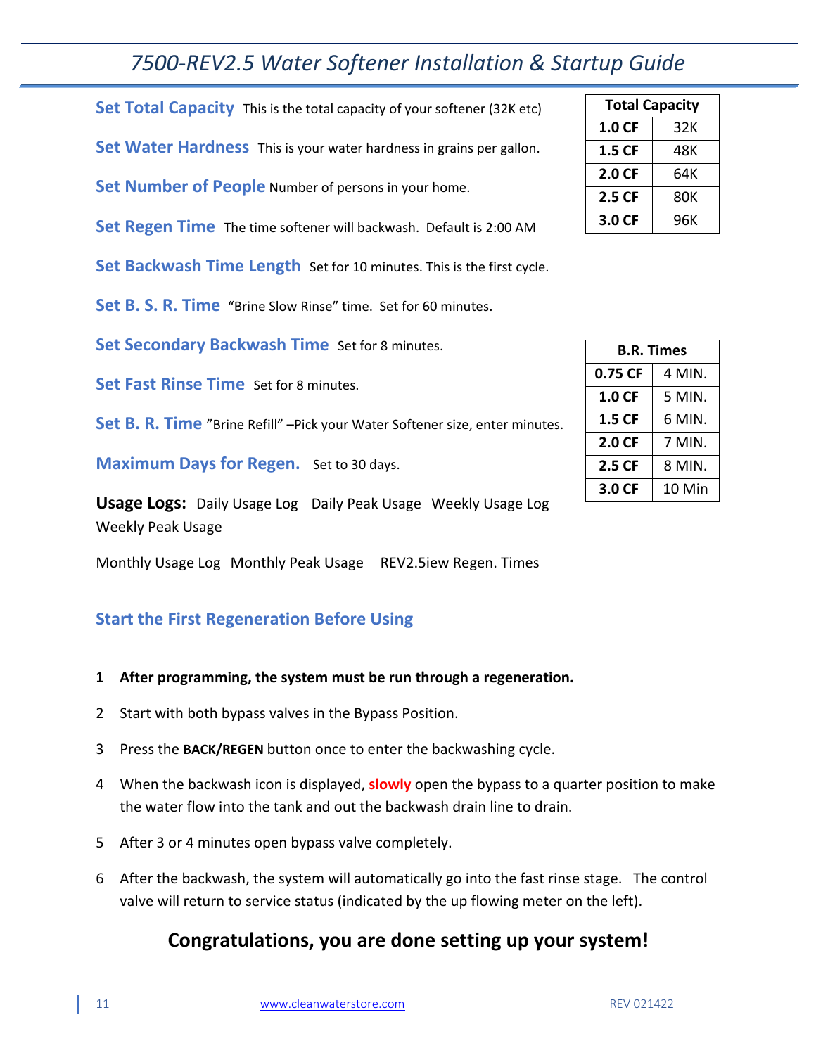**Set Total Capacity** This is the total capacity of your softener (32K etc)

| Total Capacity | |
|---|---|
| **1.0 CF** | 32K |
| **1.5 CF** | 48K |
| **2.0 CF** | 64K |
| **2.5 CF** | 80K |
| **3.0 CF** | 96K |

**Set Water Hardness** This is your water hardness in grains per gallon.

**Set Number of People** Number of persons in your home.

**Set Regen Time** The time softener will backwash. Default is 2:00 AM

**Set Backwash Time Length** Set for 10 minutes. This is the first cycle.

**Set B. S. R. Time** "Brine Slow Rinse" time. Set for 60 minutes.

**Set Secondary Backwash Time** Set for 8 minutes.

**Set Fast Rinse Time** Set for 8 minutes.

**Set B. R. Time** "Brine Refill" –Pick your Water Softener size, enter minutes.

| B.R. Times | |
|---|---|
| **0.75 CF** | 4 MIN. |
| **1.0 CF** | 5 MIN. |
| **1.5 CF** | 6 MIN. |
| **2.0 CF** | 7 MIN. |
| **2.5 CF** | 8 MIN. |
| **3.0 CF** | 10 Min |

**Maximum Days for Regen.** Set to 30 days.

**Usage Logs:** Daily Usage Log Daily Peak Usage Weekly Usage Log Weekly Peak Usage

Monthly Usage Log Monthly Peak Usage REV2.5iew Regen. Times

## Start the First Regeneration Before Using

1. **After programming, the system must be run through a regeneration.**
2. Start with both bypass valves in the Bypass Position.
3. Press the **BACK/REGEN** button once to enter the backwashing cycle.
4. When the backwash icon is displayed, **slowly** open the bypass to a quarter position to make the water flow into the tank and out the backwash drain line to drain.
5. After 3 or 4 minutes open bypass valve completely.
6. After the backwash, the system will automatically go into the fast rinse stage. The control valve will return to service status (indicated by the up flowing meter on the left).

## Congratulations, you are done setting up your system!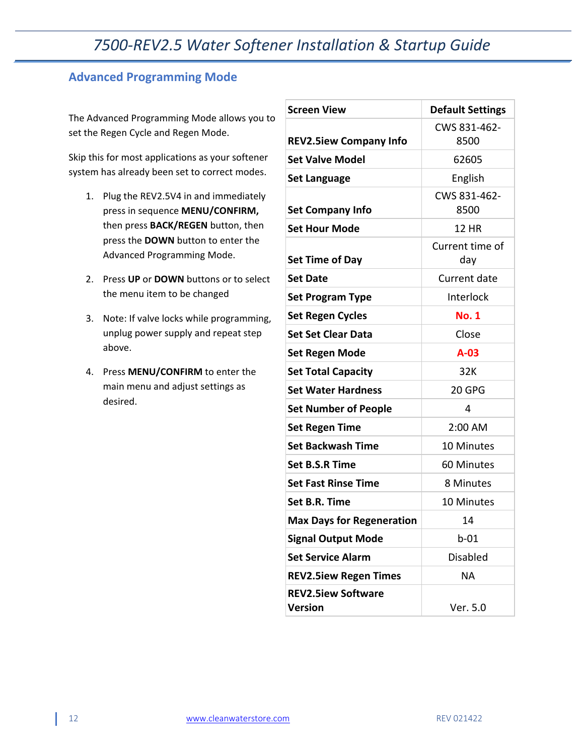## Advanced Programming Mode

The Advanced Programming Mode allows you to set the Regen Cycle and Regen Mode.

Skip this for most applications as your softener system has already been set to correct modes.

1. Plug the REV2.5V4 in and immediately press in sequence **MENU/CONFIRM,** then press **BACK/REGEN** button, then press the **DOWN** button to enter the Advanced Programming Mode.
2. Press **UP** or **DOWN** buttons or to select the menu item to be changed
3. Note: If valve locks while programming, unplug power supply and repeat step above.
4. Press **MENU/CONFIRM** to enter the main menu and adjust settings as desired.

| Screen View | Default Settings |
|---|---|
| **REV2.5iew Company Info** | CWS 831-462-8500 |
| **Set Valve Model** | 62605 |
| **Set Language** | English |
| **Set Company Info** | CWS 831-462-8500 |
| **Set Hour Mode** | 12 HR |
| **Set Time of Day** | Current time of day |
| **Set Date** | Current date |
| **Set Program Type** | Interlock |
| **Set Regen Cycles** | **No. 1** |
| **Set Set Clear Data** | Close |
| **Set Regen Mode** | **A-03** |
| **Set Total Capacity** | 32K |
| **Set Water Hardness** | 20 GPG |
| **Set Number of People** | 4 |
| **Set Regen Time** | 2:00 AM |
| **Set Backwash Time** | 10 Minutes |
| **Set B.S.R Time** | 60 Minutes |
| **Set Fast Rinse Time** | 8 Minutes |
| **Set B.R. Time** | 10 Minutes |
| **Max Days for Regeneration** | 14 |
| **Signal Output Mode** | b-01 |
| **Set Service Alarm** | Disabled |
| **REV2.5iew Regen Times** | NA |
| **REV2.5iew Software Version** | Ver. 5.0 |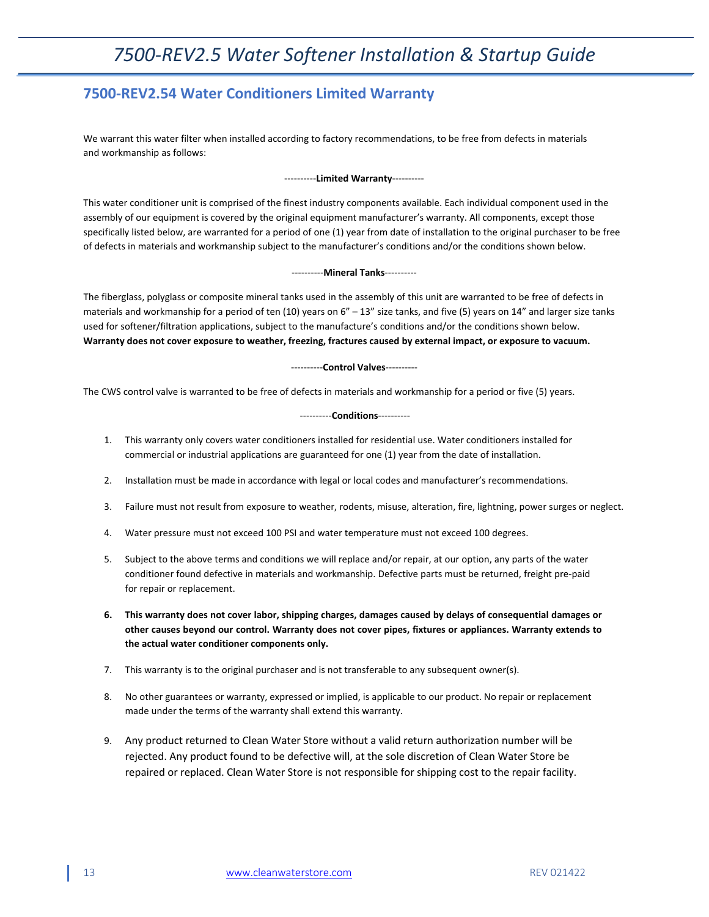## 7500-REV2.54 Water Conditioners Limited Warranty

We warrant this water filter when installed according to factory recommendations, to be free from defects in materials and workmanship as follows:

----------**Limited Warranty**----------

This water conditioner unit is comprised of the finest industry components available. Each individual component used in the assembly of our equipment is covered by the original equipment manufacturer's warranty. All components, except those specifically listed below, are warranted for a period of one (1) year from date of installation to the original purchaser to be free of defects in materials and workmanship subject to the manufacturer's conditions and/or the conditions shown below.

----------**Mineral Tanks**----------

The fiberglass, polyglass or composite mineral tanks used in the assembly of this unit are warranted to be free of defects in materials and workmanship for a period of ten (10) years on 6" – 13" size tanks, and five (5) years on 14" and larger size tanks used for softener/filtration applications, subject to the manufacture's conditions and/or the conditions shown below. **Warranty does not cover exposure to weather, freezing, fractures caused by external impact, or exposure to vacuum.**

----------**Control Valves**----------

The CWS control valve is warranted to be free of defects in materials and workmanship for a period or five (5) years.

----------**Conditions**----------

1. This warranty only covers water conditioners installed for residential use. Water conditioners installed for commercial or industrial applications are guaranteed for one (1) year from the date of installation.
2. Installation must be made in accordance with legal or local codes and manufacturer's recommendations.
3. Failure must not result from exposure to weather, rodents, misuse, alteration, fire, lightning, power surges or neglect.
4. Water pressure must not exceed 100 PSI and water temperature must not exceed 100 degrees.
5. Subject to the above terms and conditions we will replace and/or repair, at our option, any parts of the water conditioner found defective in materials and workmanship. Defective parts must be returned, freight pre-paid for repair or replacement.
6. **This warranty does not cover labor, shipping charges, damages caused by delays of consequential damages or other causes beyond our control. Warranty does not cover pipes, fixtures or appliances. Warranty extends to the actual water conditioner components only.**
7. This warranty is to the original purchaser and is not transferable to any subsequent owner(s).
8. No other guarantees or warranty, expressed or implied, is applicable to our product. No repair or replacement made under the terms of the warranty shall extend this warranty.
9. Any product returned to Clean Water Store without a valid return authorization number will be rejected. Any product found to be defective will, at the sole discretion of Clean Water Store be repaired or replaced. Clean Water Store is not responsible for shipping cost to the repair facility.